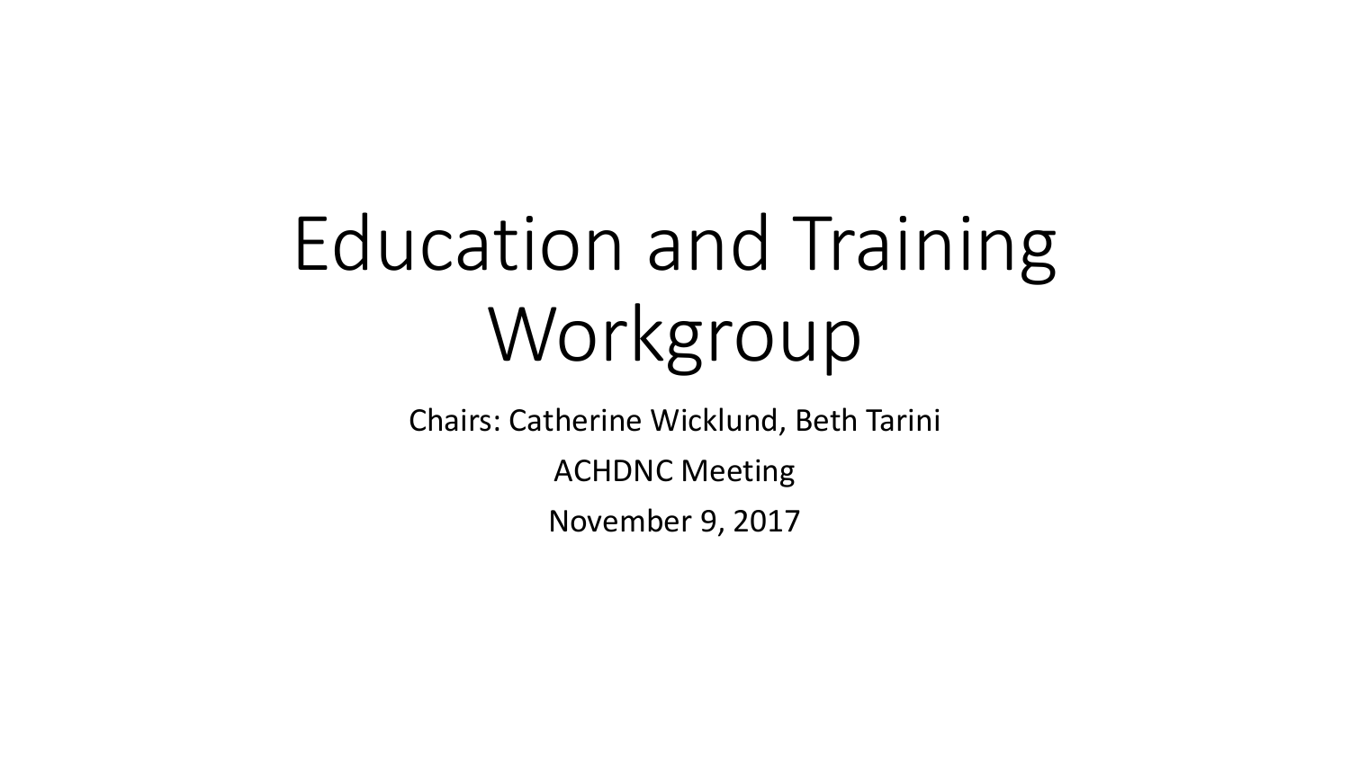# Education and Training Workgroup

Chairs: Catherine Wicklund, Beth Tarini

ACHDNC Meeting

November 9, 2017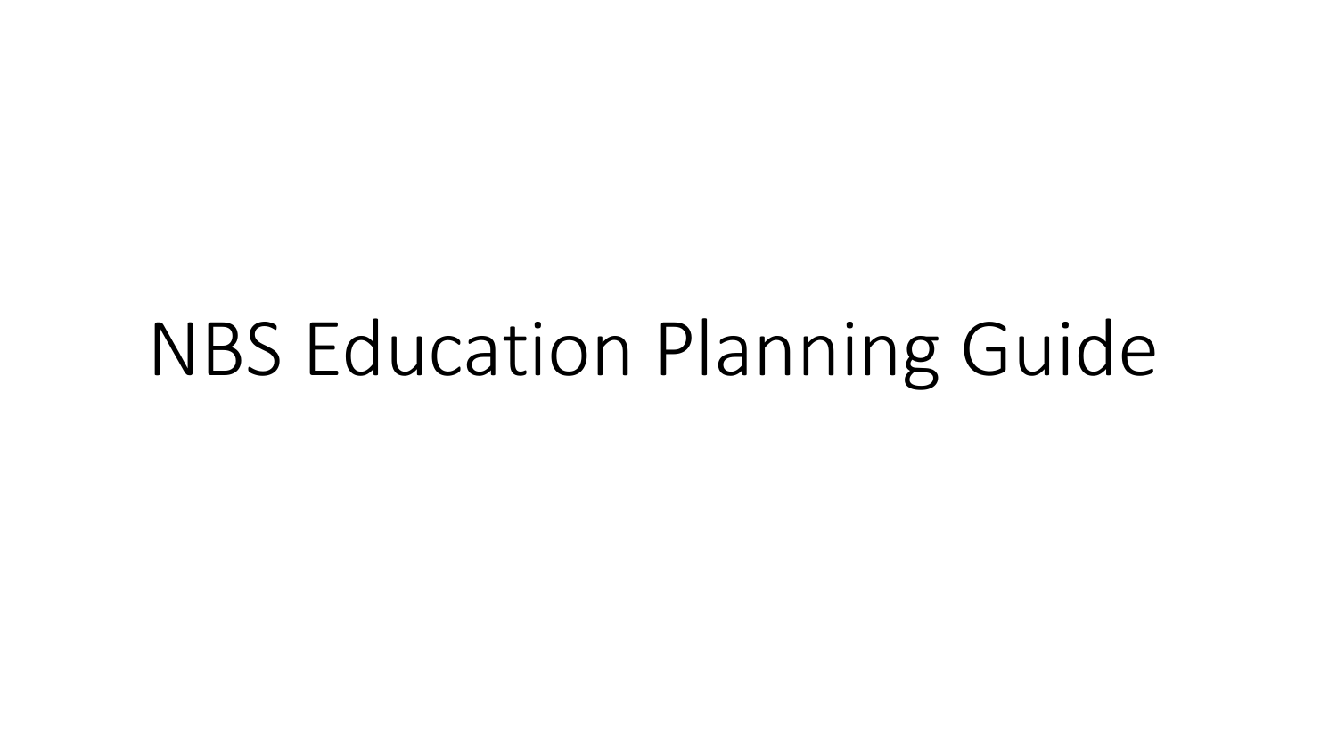# NBS Education Planning Guide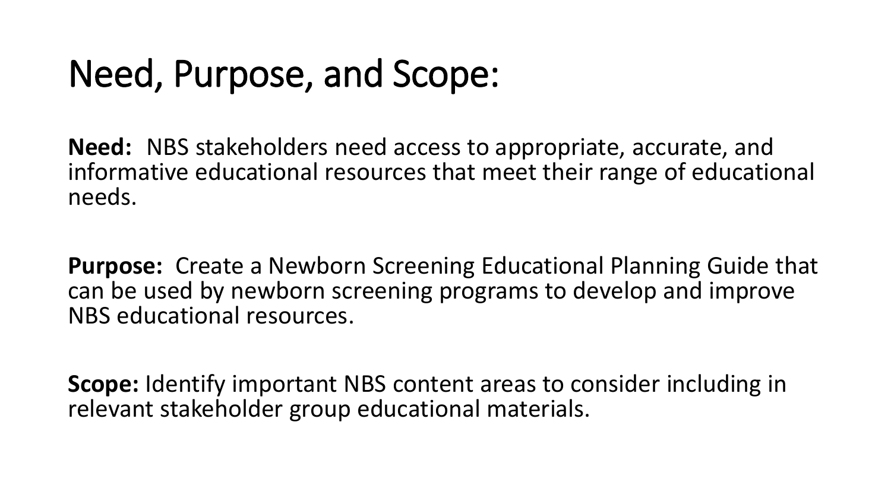# Need, Purpose, and Scope:

**Need:** NBS stakeholders need access to appropriate, accurate, and informative educational resources that meet their range of educational needs.

**Purpose:** Create a Newborn Screening Educational Planning Guide that can be used by newborn screening programs to develop and improve NBS educational resources.

**Scope:** Identify important NBS content areas to consider including in relevant stakeholder group educational materials.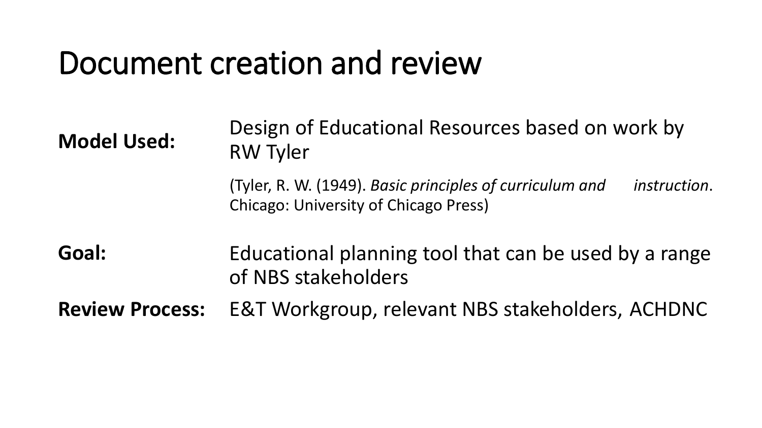# Document creation and review

**Model Used:** Design of Educational Resources based on work by RW Tyler

(Tyler, R. W. (1949). *Basic principles of curriculum and instruction*. Chicago: University of Chicago Press)

**Goal:** Educational planning tool that can be used by a range of NBS stakeholders

**Review Process:** E&T Workgroup, relevant NBS stakeholders, ACHDNC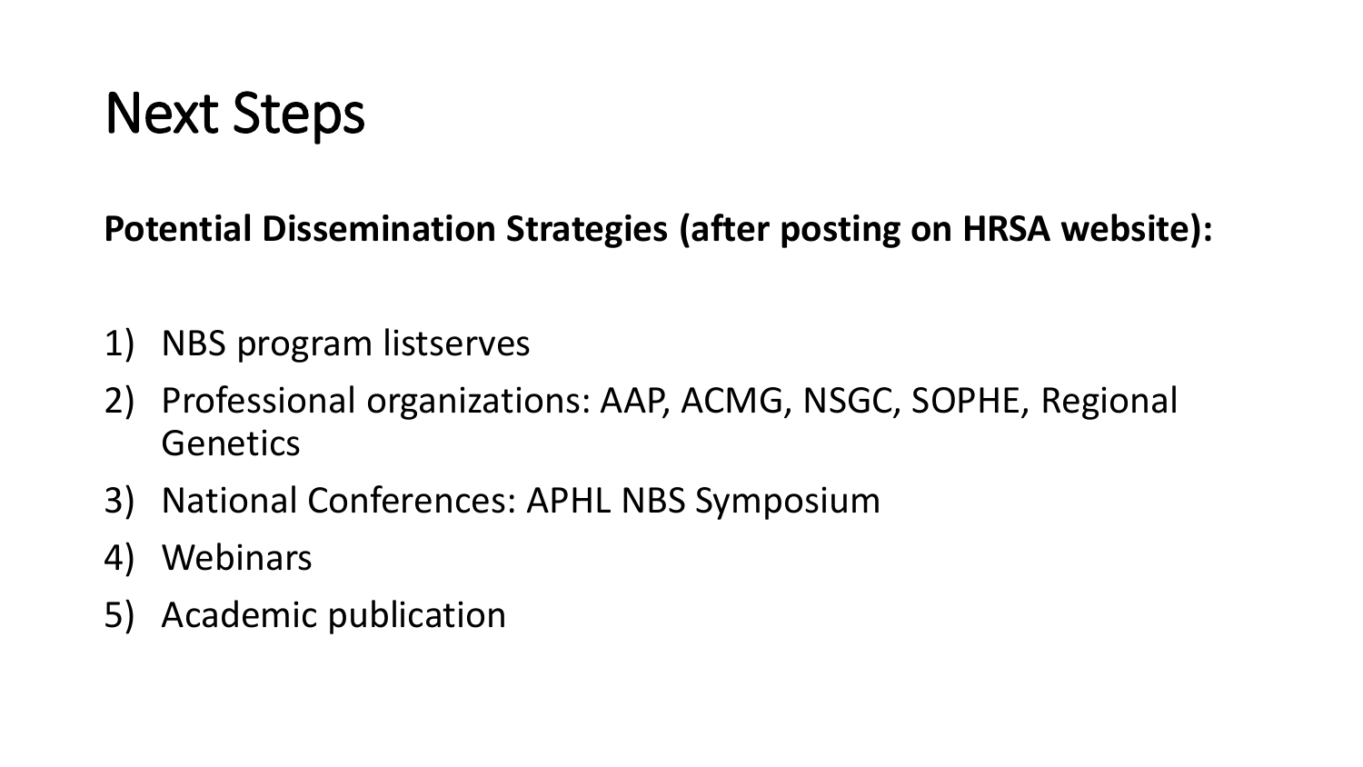# Next Steps

**Potential Dissemination Strategies (after posting on HRSA website):**

1) NBS program listserves
2) Professional organizations: AAP, ACMG, NSGC, SOPHE, Regional Genetics
3) National Conferences: APHL NBS Symposium
4) Webinars
5) Academic publication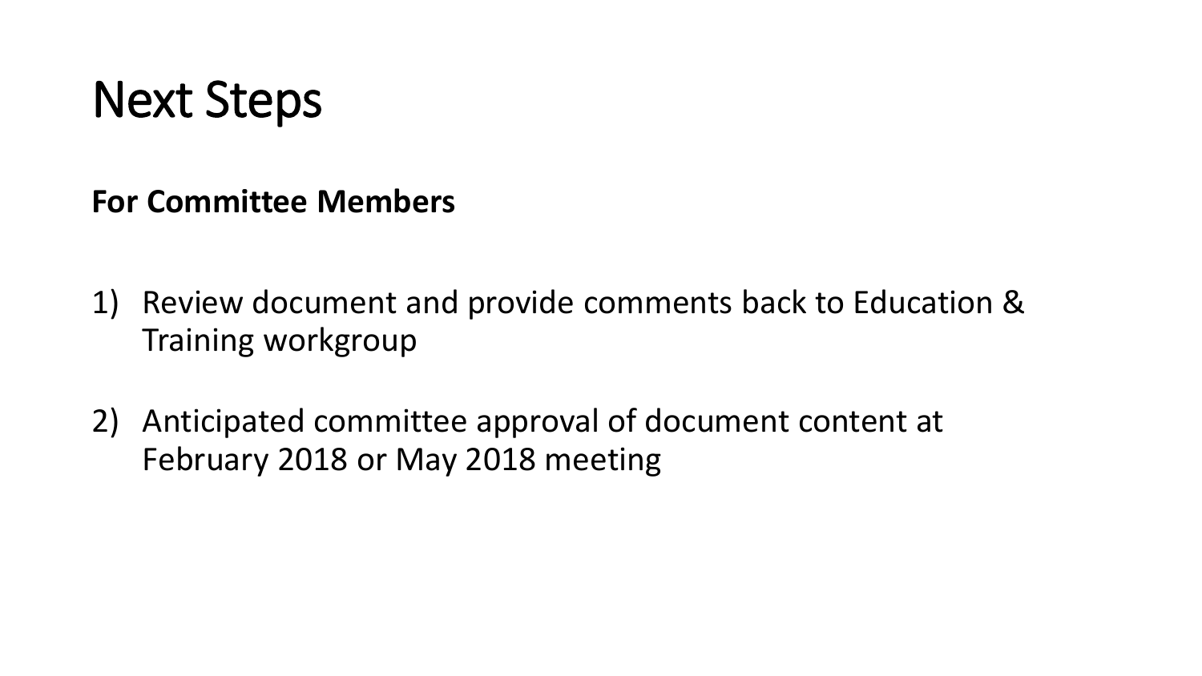# Next Steps

**For Committee Members**

1) Review document and provide comments back to Education & Training workgroup

2) Anticipated committee approval of document content at February 2018 or May 2018 meeting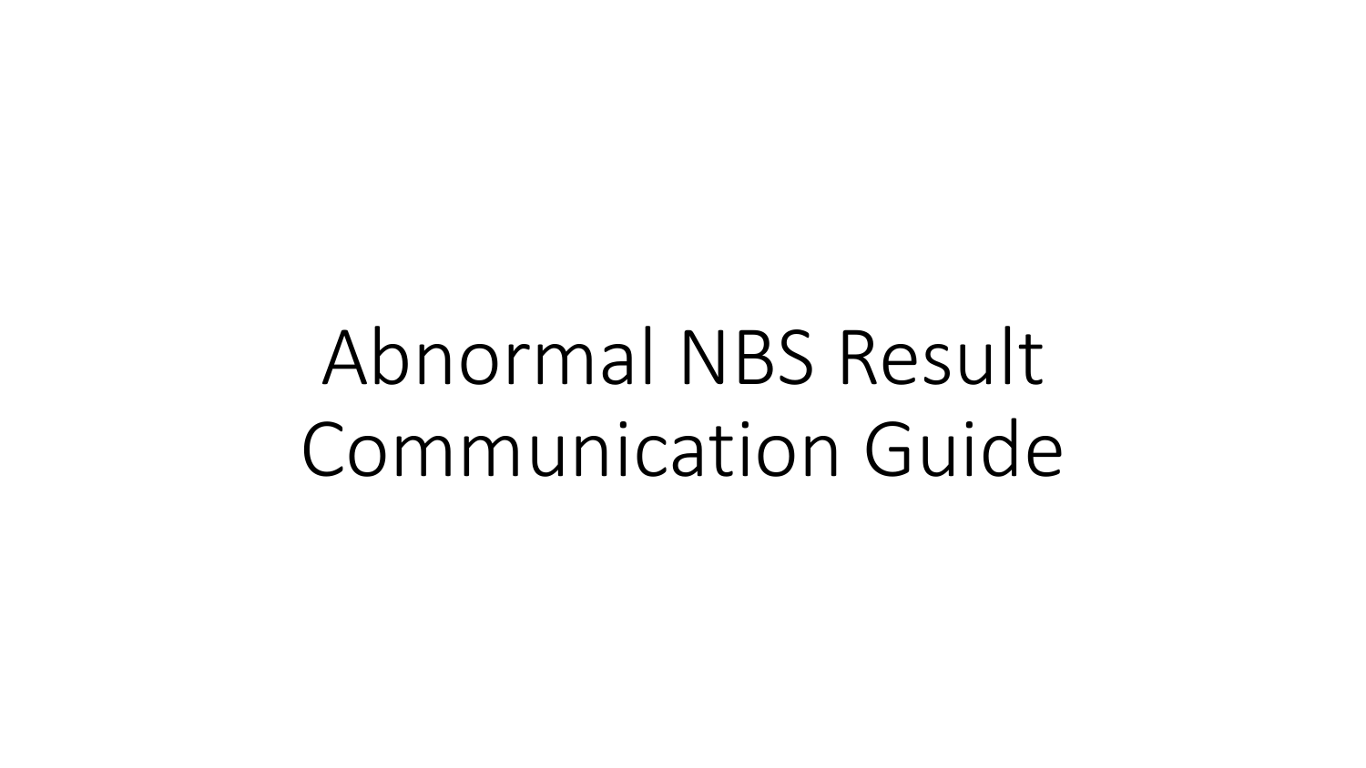# Abnormal NBS Result Communication Guide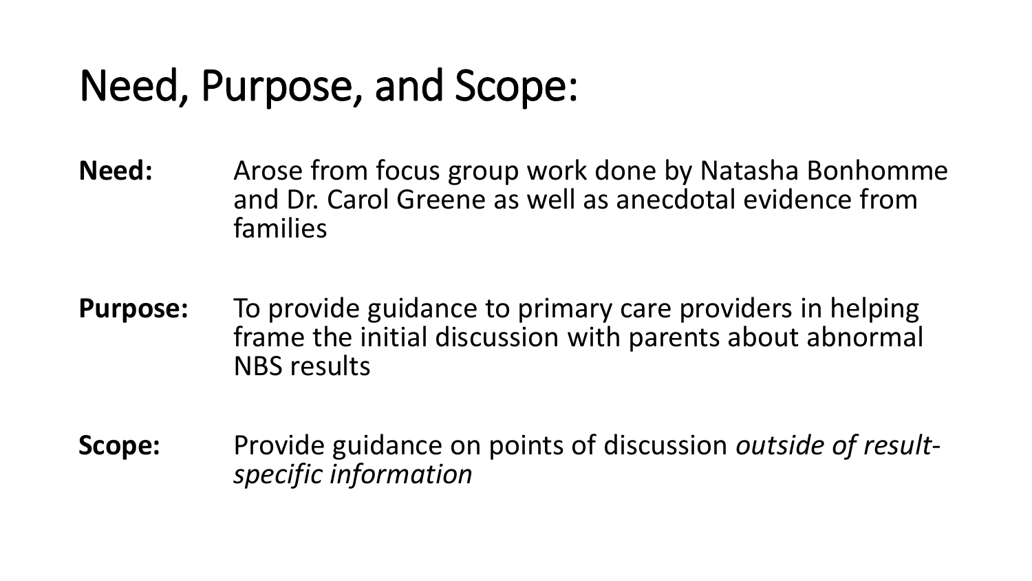# Need, Purpose, and Scope:

**Need:** Arose from focus group work done by Natasha Bonhomme and Dr. Carol Greene as well as anecdotal evidence from families

**Purpose:** To provide guidance to primary care providers in helping frame the initial discussion with parents about abnormal NBS results

**Scope:** Provide guidance on points of discussion *outside of result-specific information*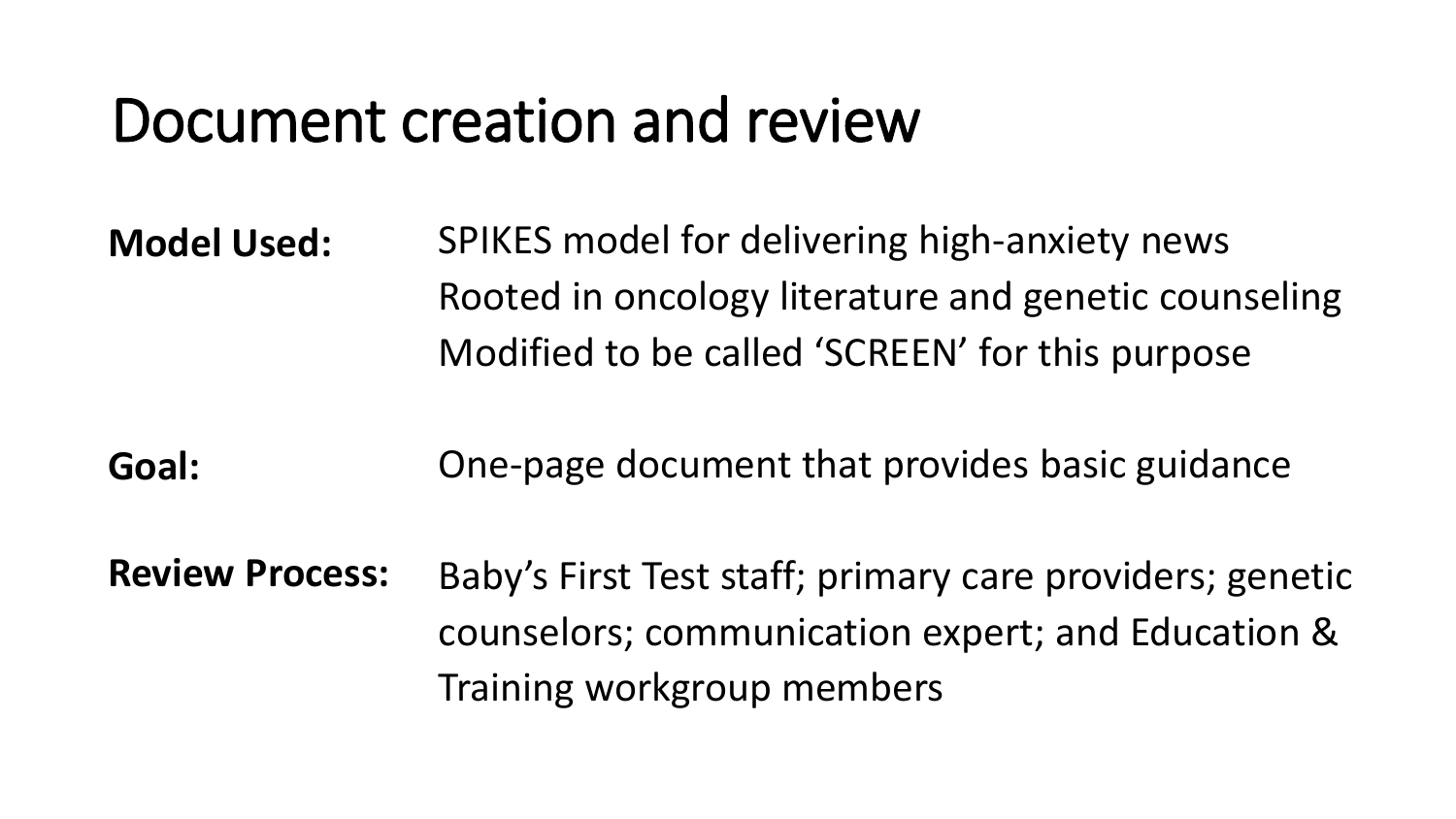# Document creation and review

**Model Used:** SPIKES model for delivering high-anxiety news
Rooted in oncology literature and genetic counseling
Modified to be called 'SCREEN' for this purpose

**Goal:** One-page document that provides basic guidance

**Review Process:** Baby's First Test staff; primary care providers; genetic counselors; communication expert; and Education & Training workgroup members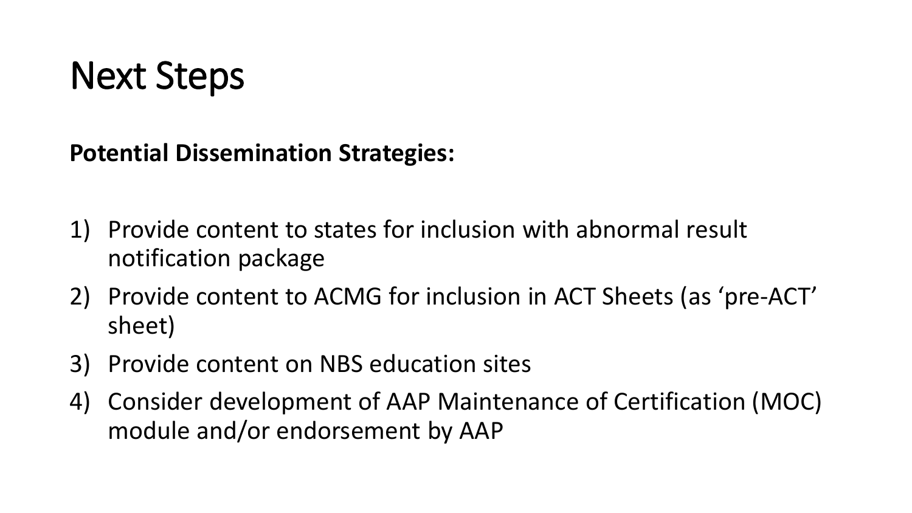# Next Steps

**Potential Dissemination Strategies:**

1) Provide content to states for inclusion with abnormal result notification package
2) Provide content to ACMG for inclusion in ACT Sheets (as ‘pre-ACT’ sheet)
3) Provide content on NBS education sites
4) Consider development of AAP Maintenance of Certification (MOC) module and/or endorsement by AAP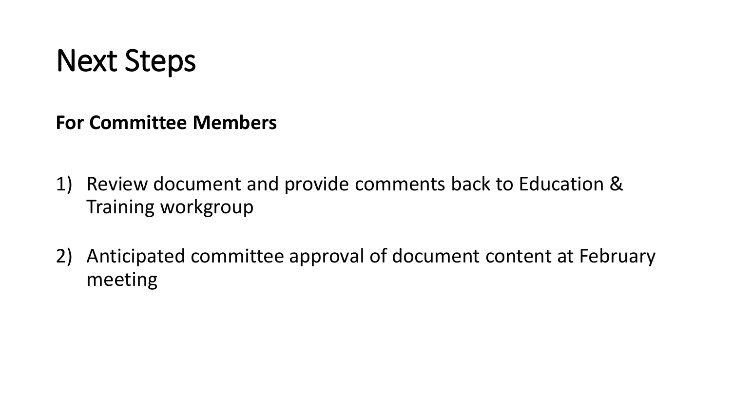# Next Steps

**For Committee Members**

1) Review document and provide comments back to Education & Training workgroup

2) Anticipated committee approval of document content at February meeting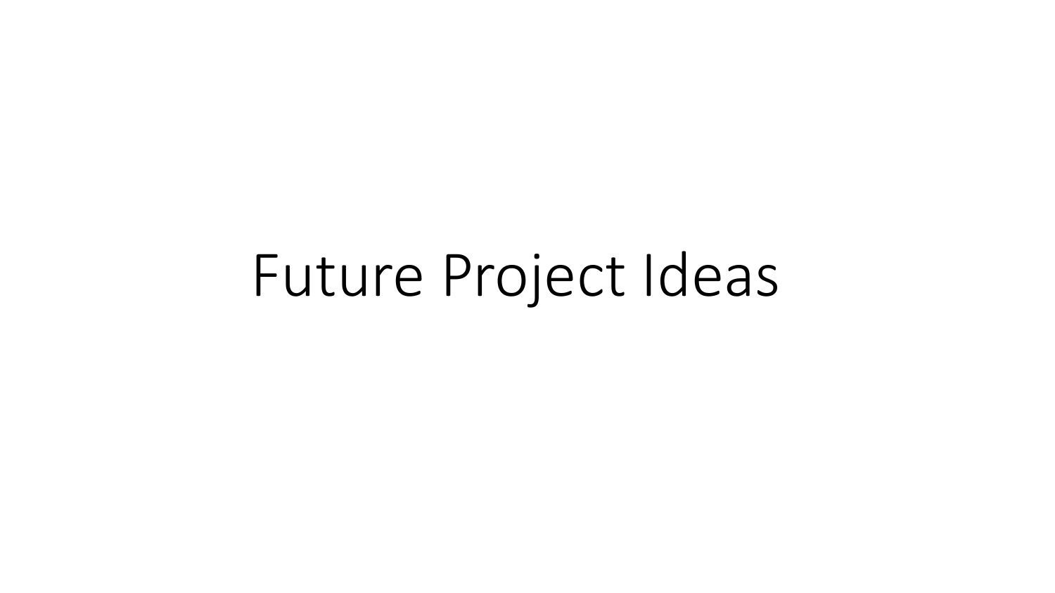# Future Project Ideas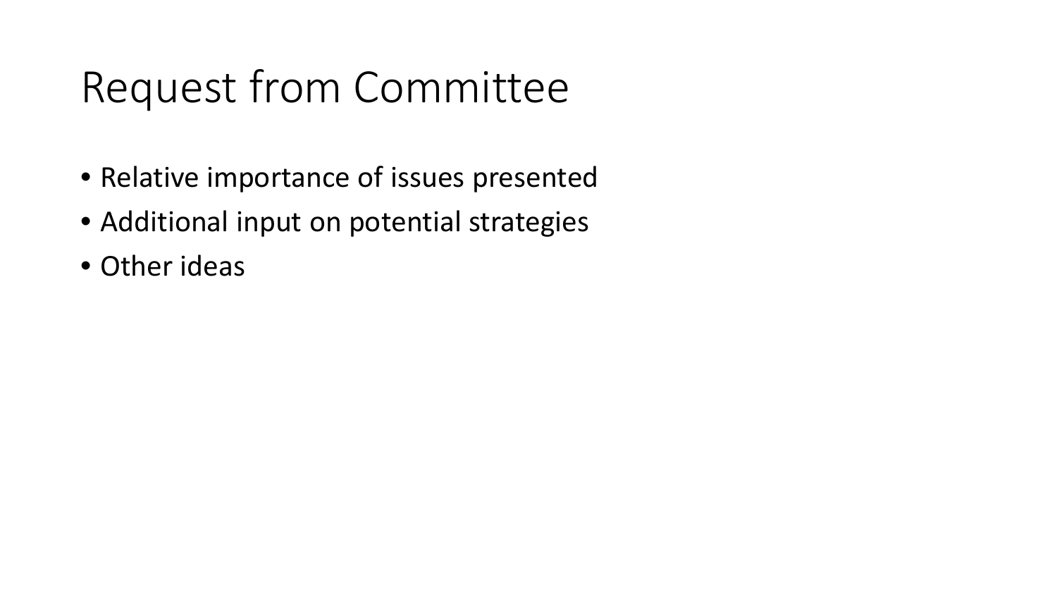# Request from Committee

- Relative importance of issues presented
- Additional input on potential strategies
- Other ideas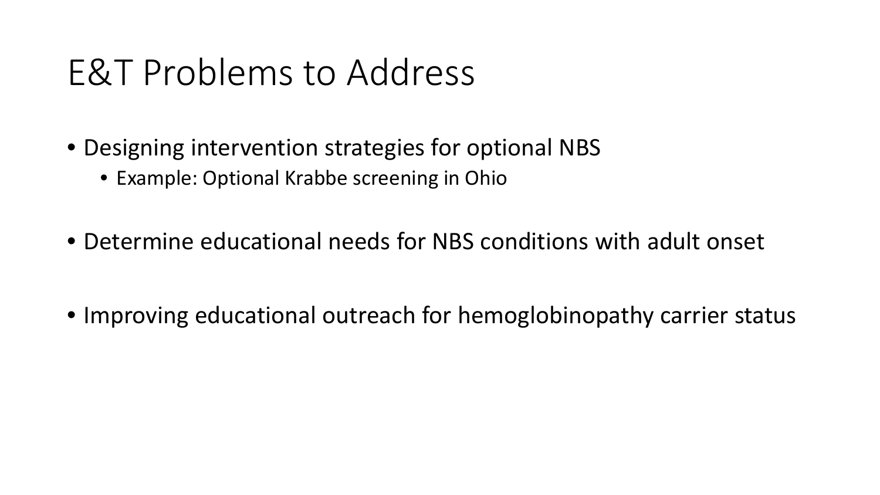# E&T Problems to Address

- Designing intervention strategies for optional NBS
  - Example: Optional Krabbe screening in Ohio
- Determine educational needs for NBS conditions with adult onset
- Improving educational outreach for hemoglobinopathy carrier status